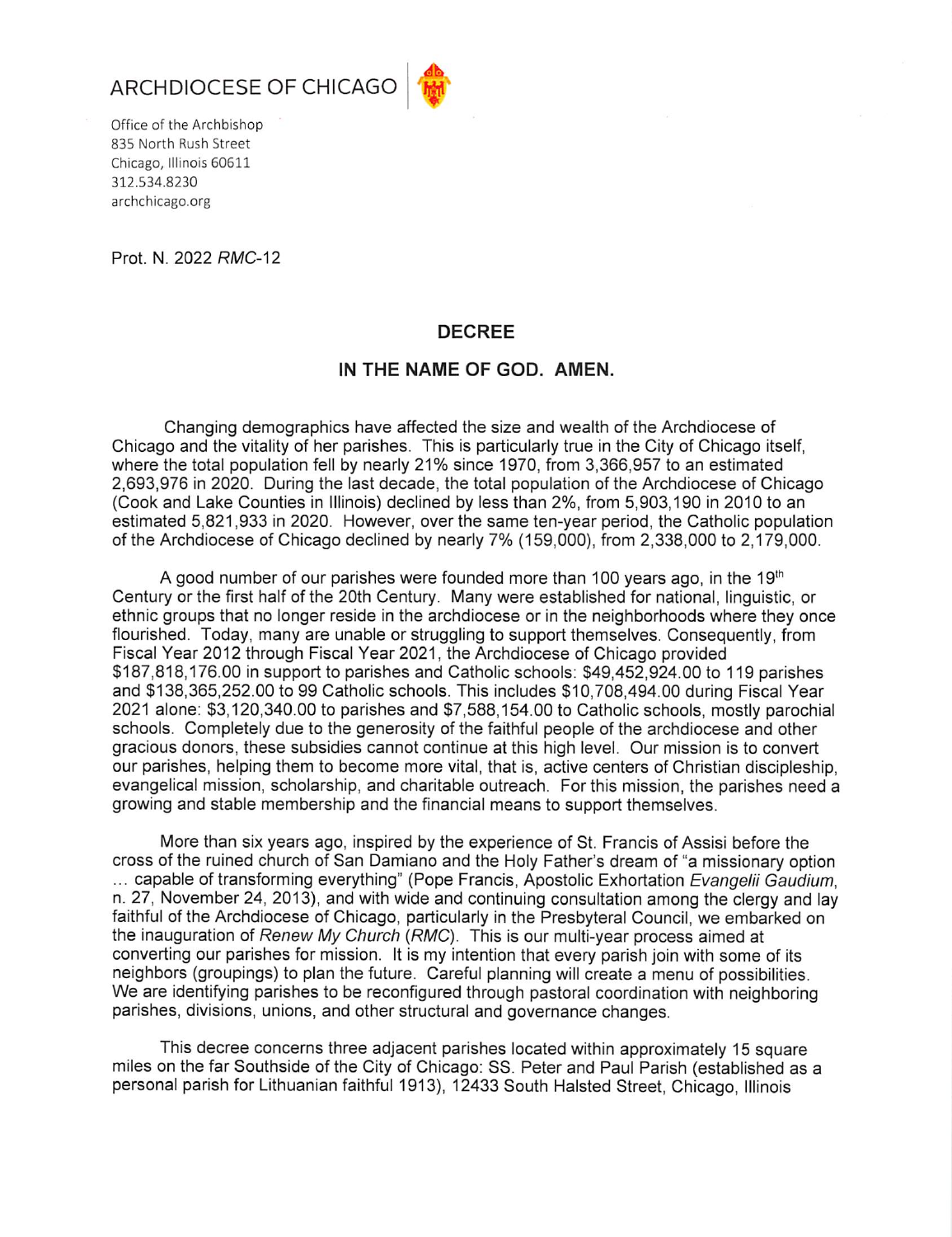ARCHDIOCESE OF CHICAGO

Office of the Archbishop
835 North Rush Street
Chicago, Illinois 60611
312.534.8230
archchicago.org

Prot. N. 2022 *RMC*-12

## DECREE

## IN THE NAME OF GOD. AMEN.

Changing demographics have affected the size and wealth of the Archdiocese of Chicago and the vitality of her parishes. This is particularly true in the City of Chicago itself, where the total population fell by nearly 21% since 1970, from 3,366,957 to an estimated 2,693,976 in 2020. During the last decade, the total population of the Archdiocese of Chicago (Cook and Lake Counties in Illinois) declined by less than 2%, from 5,903,190 in 2010 to an estimated 5,821,933 in 2020. However, over the same ten-year period, the Catholic population of the Archdiocese of Chicago declined by nearly 7% (159,000), from 2,338,000 to 2,179,000.

A good number of our parishes were founded more than 100 years ago, in the 19th Century or the first half of the 20th Century. Many were established for national, linguistic, or ethnic groups that no longer reside in the archdiocese or in the neighborhoods where they once flourished. Today, many are unable or struggling to support themselves. Consequently, from Fiscal Year 2012 through Fiscal Year 2021, the Archdiocese of Chicago provided $187,818,176.00 in support to parishes and Catholic schools: $49,452,924.00 to 119 parishes and $138,365,252.00 to 99 Catholic schools. This includes $10,708,494.00 during Fiscal Year 2021 alone: $3,120,340.00 to parishes and $7,588,154.00 to Catholic schools, mostly parochial schools. Completely due to the generosity of the faithful people of the archdiocese and other gracious donors, these subsidies cannot continue at this high level. Our mission is to convert our parishes, helping them to become more vital, that is, active centers of Christian discipleship, evangelical mission, scholarship, and charitable outreach. For this mission, the parishes need a growing and stable membership and the financial means to support themselves.

More than six years ago, inspired by the experience of St. Francis of Assisi before the cross of the ruined church of San Damiano and the Holy Father's dream of "a missionary option … capable of transforming everything" (Pope Francis, Apostolic Exhortation *Evangelii Gaudium*, n. 27, November 24, 2013), and with wide and continuing consultation among the clergy and lay faithful of the Archdiocese of Chicago, particularly in the Presbyteral Council, we embarked on the inauguration of *Renew My Church* (*RMC*). This is our multi-year process aimed at converting our parishes for mission. It is my intention that every parish join with some of its neighbors (groupings) to plan the future. Careful planning will create a menu of possibilities. We are identifying parishes to be reconfigured through pastoral coordination with neighboring parishes, divisions, unions, and other structural and governance changes.

This decree concerns three adjacent parishes located within approximately 15 square miles on the far Southside of the City of Chicago: SS. Peter and Paul Parish (established as a personal parish for Lithuanian faithful 1913), 12433 South Halsted Street, Chicago, Illinois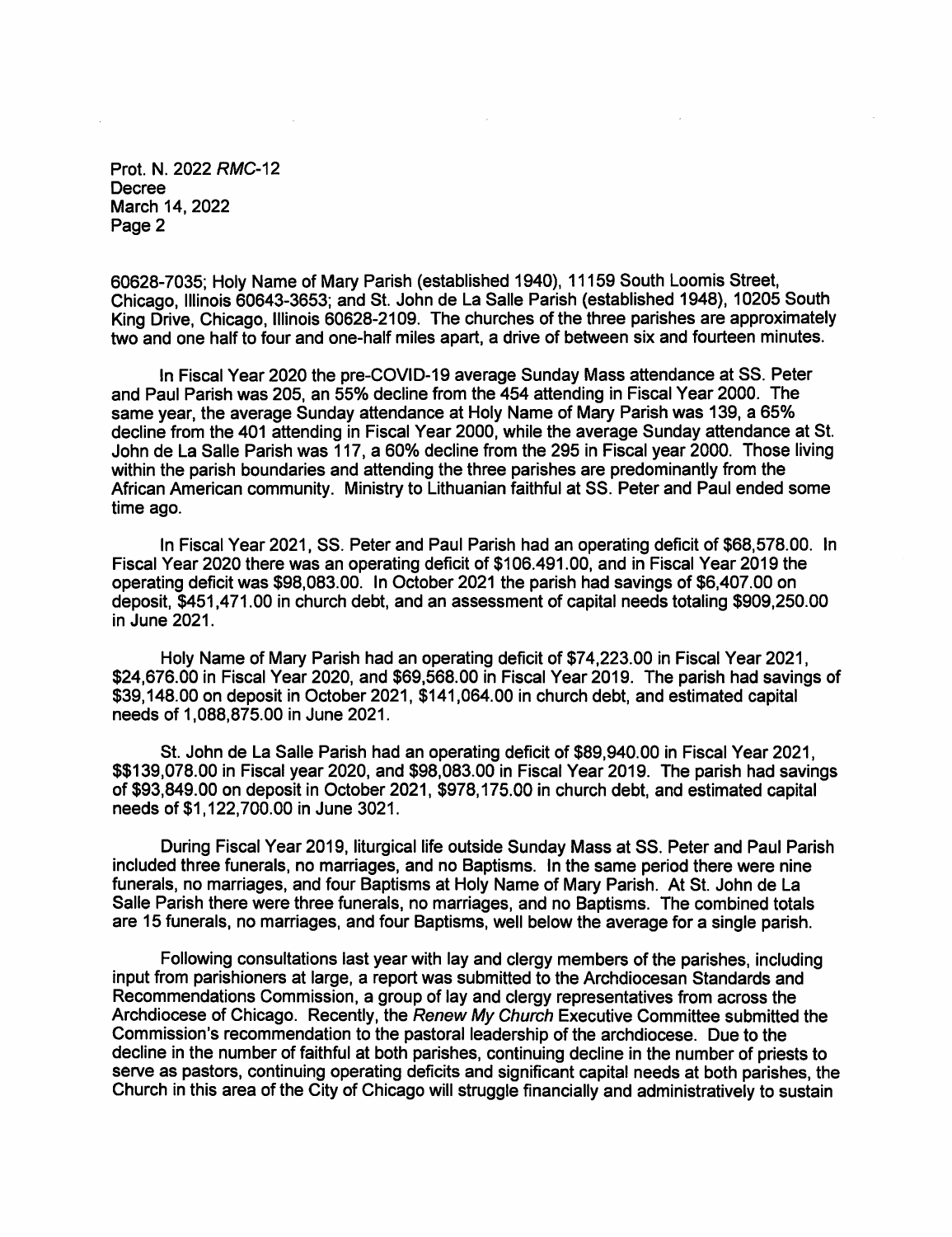60628-7035; Holy Name of Mary Parish (established 1940), 11159 South Loomis Street, Chicago, Illinois 60643-3653; and St. John de La Salle Parish (established 1948), 10205 South King Drive, Chicago, Illinois 60628-2109. The churches of the three parishes are approximately two and one half to four and one-half miles apart, a drive of between six and fourteen minutes.

In Fiscal Year 2020 the pre-COVID-19 average Sunday Mass attendance at SS. Peter and Paul Parish was 205, an 55% decline from the 454 attending in Fiscal Year 2000. The same year, the average Sunday attendance at Holy Name of Mary Parish was 139, a 65% decline from the 401 attending in Fiscal Year 2000, while the average Sunday attendance at St. John de La Salle Parish was 117, a 60% decline from the 295 in Fiscal year 2000. Those living within the parish boundaries and attending the three parishes are predominantly from the African American community. Ministry to Lithuanian faithful at SS. Peter and Paul ended some time ago.

In Fiscal Year 2021, SS. Peter and Paul Parish had an operating deficit of $68,578.00. In Fiscal Year 2020 there was an operating deficit of $106.491.00, and in Fiscal Year 2019 the operating deficit was $98,083.00. In October 2021 the parish had savings of $6,407.00 on deposit, $451,471.00 in church debt, and an assessment of capital needs totaling $909,250.00 in June 2021.

Holy Name of Mary Parish had an operating deficit of $74,223.00 in Fiscal Year 2021, $24,676.00 in Fiscal Year 2020, and $69,568.00 in Fiscal Year 2019. The parish had savings of $39,148.00 on deposit in October 2021, $141,064.00 in church debt, and estimated capital needs of 1,088,875.00 in June 2021.

St. John de La Salle Parish had an operating deficit of $89,940.00 in Fiscal Year 2021, $$139,078.00 in Fiscal year 2020, and $98,083.00 in Fiscal Year 2019. The parish had savings of $93,849.00 on deposit in October 2021, $978,175.00 in church debt, and estimated capital needs of $1,122,700.00 in June 3021.

During Fiscal Year 2019, liturgical life outside Sunday Mass at SS. Peter and Paul Parish included three funerals, no marriages, and no Baptisms. In the same period there were nine funerals, no marriages, and four Baptisms at Holy Name of Mary Parish. At St. John de La Salle Parish there were three funerals, no marriages, and no Baptisms. The combined totals are 15 funerals, no marriages, and four Baptisms, well below the average for a single parish.

Following consultations last year with lay and clergy members of the parishes, including input from parishioners at large, a report was submitted to the Archdiocesan Standards and Recommendations Commission, a group of lay and clergy representatives from across the Archdiocese of Chicago. Recently, the *Renew My Church* Executive Committee submitted the Commission's recommendation to the pastoral leadership of the archdiocese. Due to the decline in the number of faithful at both parishes, continuing decline in the number of priests to serve as pastors, continuing operating deficits and significant capital needs at both parishes, the Church in this area of the City of Chicago will struggle financially and administratively to sustain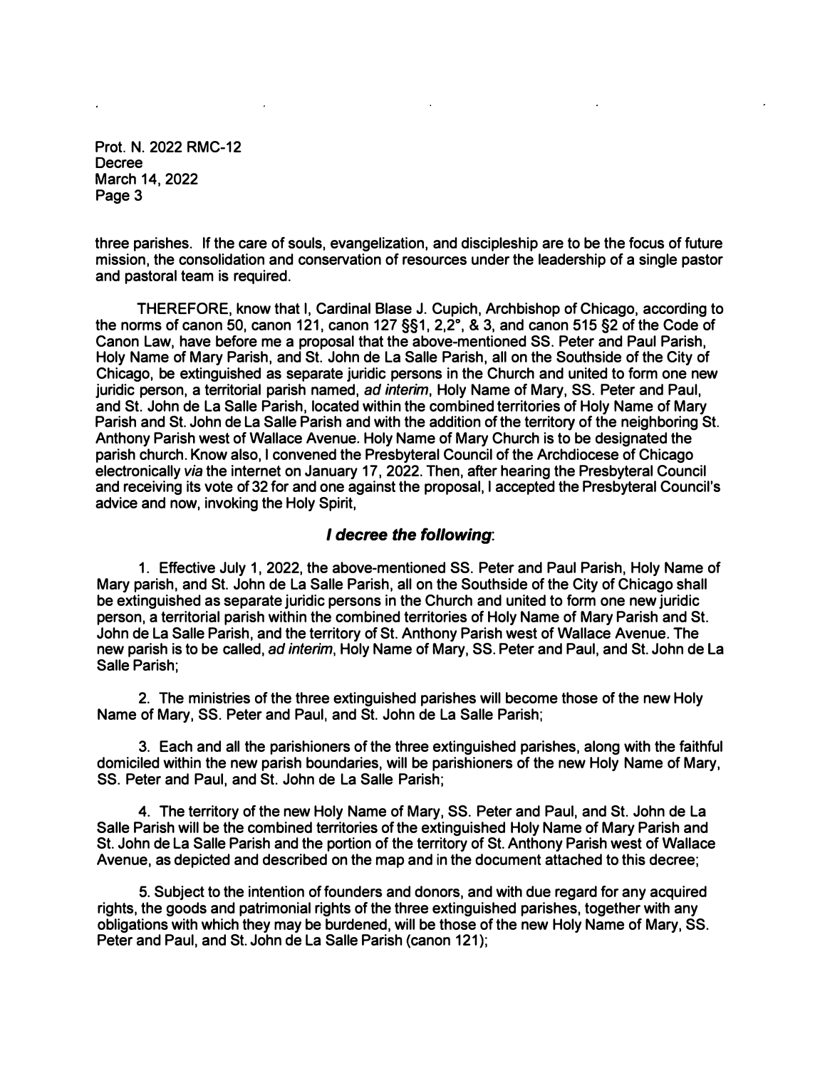three parishes. If the care of souls, evangelization, and discipleship are to be the focus of future mission, the consolidation and conservation of resources under the leadership of a single pastor and pastoral team is required.

THEREFORE, know that I, Cardinal Blase J. Cupich, Archbishop of Chicago, according to the norms of canon 50, canon 121, canon 127 §§1, 2,2°, & 3, and canon 515 §2 of the Code of Canon Law, have before me a proposal that the above-mentioned SS. Peter and Paul Parish, Holy Name of Mary Parish, and St. John de La Salle Parish, all on the Southside of the City of Chicago, be extinguished as separate juridic persons in the Church and united to form one new juridic person, a territorial parish named, *ad interim*, Holy Name of Mary, SS. Peter and Paul, and St. John de La Salle Parish, located within the combined territories of Holy Name of Mary Parish and St. John de La Salle Parish and with the addition of the territory of the neighboring St. Anthony Parish west of Wallace Avenue. Holy Name of Mary Church is to be designated the parish church. Know also, I convened the Presbyteral Council of the Archdiocese of Chicago electronically *via* the internet on January 17, 2022. Then, after hearing the Presbyteral Council and receiving its vote of 32 for and one against the proposal, I accepted the Presbyteral Council's advice and now, invoking the Holy Spirit,

### ***I decree the following*:**

1. Effective July 1, 2022, the above-mentioned SS. Peter and Paul Parish, Holy Name of Mary parish, and St. John de La Salle Parish, all on the Southside of the City of Chicago shall be extinguished as separate juridic persons in the Church and united to form one new juridic person, a territorial parish within the combined territories of Holy Name of Mary Parish and St. John de La Salle Parish, and the territory of St. Anthony Parish west of Wallace Avenue. The new parish is to be called, *ad interim*, Holy Name of Mary, SS. Peter and Paul, and St. John de La Salle Parish;

2. The ministries of the three extinguished parishes will become those of the new Holy Name of Mary, SS. Peter and Paul, and St. John de La Salle Parish;

3. Each and all the parishioners of the three extinguished parishes, along with the faithful domiciled within the new parish boundaries, will be parishioners of the new Holy Name of Mary, SS. Peter and Paul, and St. John de La Salle Parish;

4. The territory of the new Holy Name of Mary, SS. Peter and Paul, and St. John de La Salle Parish will be the combined territories of the extinguished Holy Name of Mary Parish and St. John de La Salle Parish and the portion of the territory of St. Anthony Parish west of Wallace Avenue, as depicted and described on the map and in the document attached to this decree;

5. Subject to the intention of founders and donors, and with due regard for any acquired rights, the goods and patrimonial rights of the three extinguished parishes, together with any obligations with which they may be burdened, will be those of the new Holy Name of Mary, SS. Peter and Paul, and St. John de La Salle Parish (canon 121);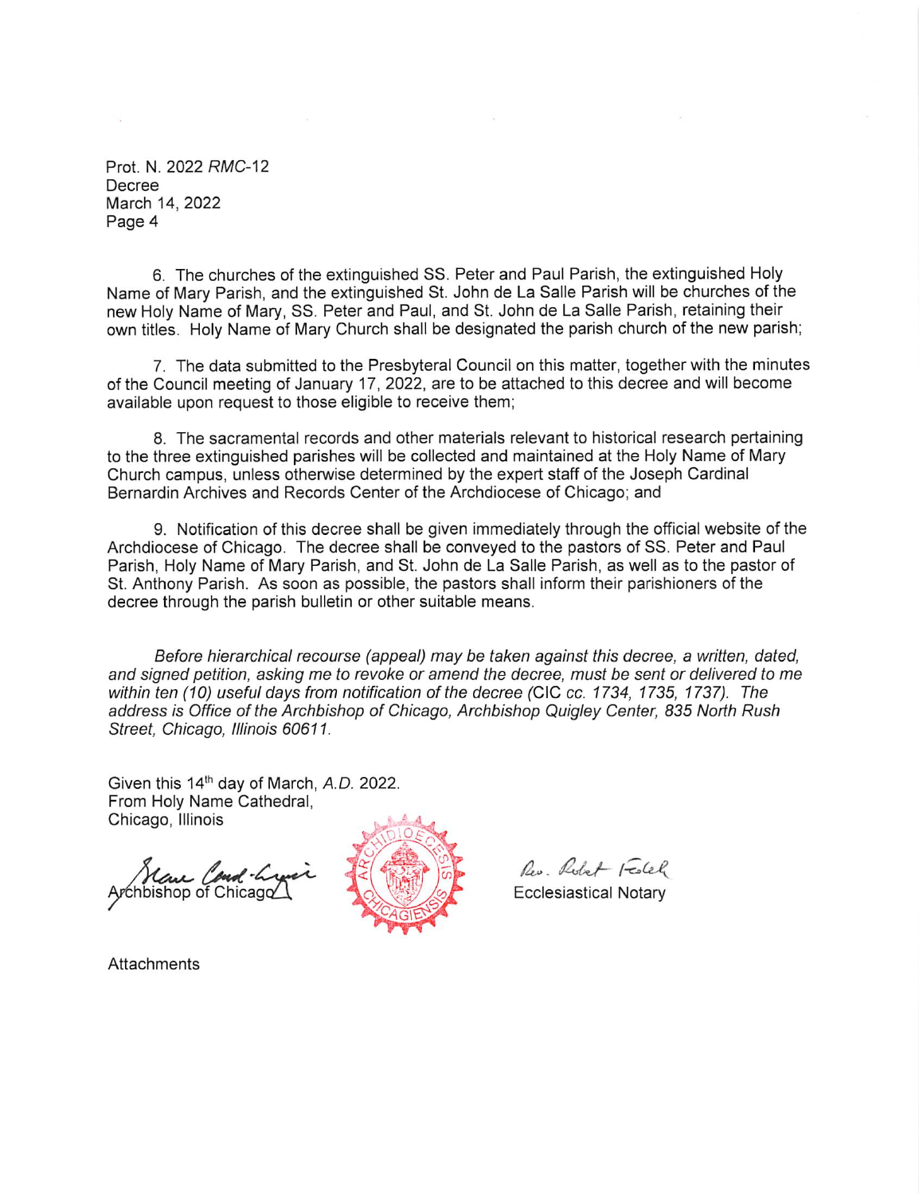Prot. N. 2022 *RMC*-12
Decree
March 14, 2022
Page 4

6. The churches of the extinguished SS. Peter and Paul Parish, the extinguished Holy Name of Mary Parish, and the extinguished St. John de La Salle Parish will be churches of the new Holy Name of Mary, SS. Peter and Paul, and St. John de La Salle Parish, retaining their own titles. Holy Name of Mary Church shall be designated the parish church of the new parish;

7. The data submitted to the Presbyteral Council on this matter, together with the minutes of the Council meeting of January 17, 2022, are to be attached to this decree and will become available upon request to those eligible to receive them;

8. The sacramental records and other materials relevant to historical research pertaining to the three extinguished parishes will be collected and maintained at the Holy Name of Mary Church campus, unless otherwise determined by the expert staff of the Joseph Cardinal Bernardin Archives and Records Center of the Archdiocese of Chicago; and

9. Notification of this decree shall be given immediately through the official website of the Archdiocese of Chicago. The decree shall be conveyed to the pastors of SS. Peter and Paul Parish, Holy Name of Mary Parish, and St. John de La Salle Parish, as well as to the pastor of St. Anthony Parish. As soon as possible, the pastors shall inform their parishioners of the decree through the parish bulletin or other suitable means.

*Before hierarchical recourse (appeal) may be taken against this decree, a written, dated, and signed petition, asking me to revoke or amend the decree, must be sent or delivered to me within ten (10) useful days from notification of the decree (*CIC *cc. 1734, 1735, 1737). The address is Office of the Archbishop of Chicago, Archbishop Quigley Center, 835 North Rush Street, Chicago, Illinois 60611.*

Given this 14th day of March, *A.D.* 2022.
From Holy Name Cathedral,
Chicago, Illinois

Blase Card. Cupich
Archbishop of Chicago

Rev. Robert Fedek
Ecclesiastical Notary

Attachments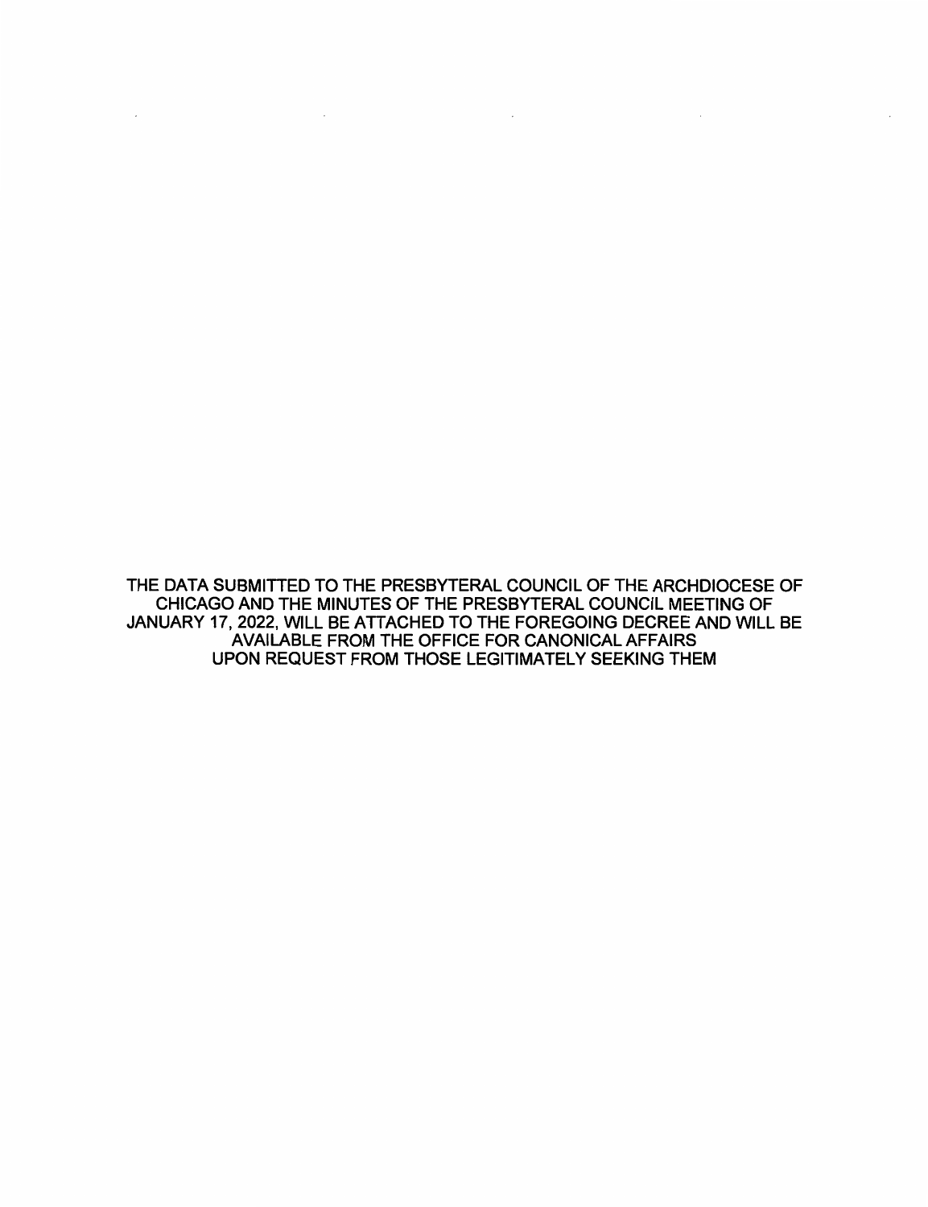THE DATA SUBMITTED TO THE PRESBYTERAL COUNCIL OF THE ARCHDIOCESE OF CHICAGO AND THE MINUTES OF THE PRESBYTERAL COUNCIL MEETING OF JANUARY 17, 2022, WILL BE ATTACHED TO THE FOREGOING DECREE AND WILL BE AVAILABLE FROM THE OFFICE FOR CANONICAL AFFAIRS UPON REQUEST FROM THOSE LEGITIMATELY SEEKING THEM